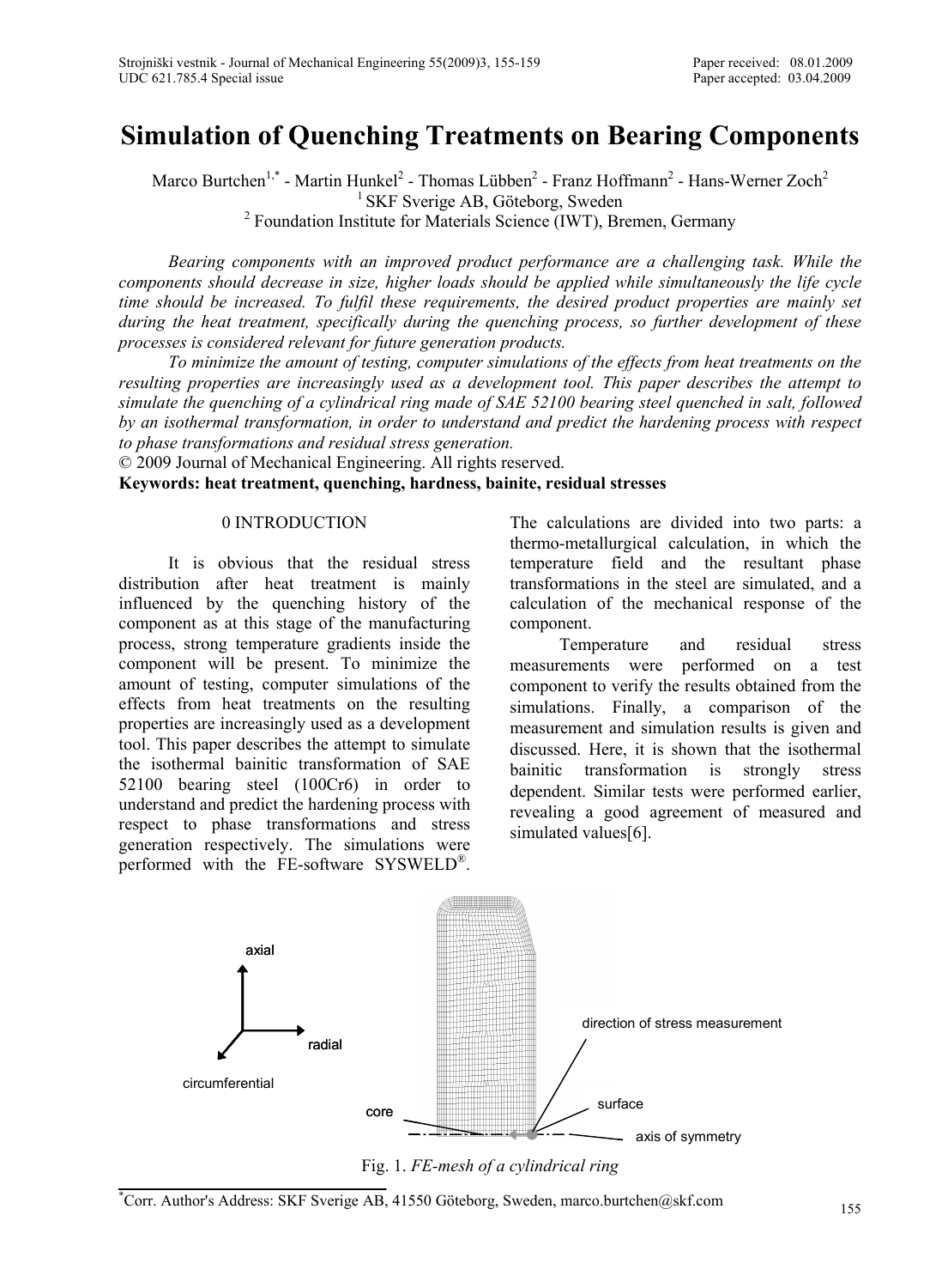# Simulation of Quenching Treatments on Bearing Components

Marco Burtchen[1,*] - Martin Hunkel[2] - Thomas Lübben[2] - Franz Hoffmann[2] - Hans-Werner Zoch[2]

[1] SKF Sverige AB, Göteborg, Sweden

[2] Foundation Institute for Materials Science (IWT), Bremen, Germany

*Bearing components with an improved product performance are a challenging task. While the components should decrease in size, higher loads should be applied while simultaneously the life cycle time should be increased. To fulfil these requirements, the desired product properties are mainly set during the heat treatment, specifically during the quenching process, so further development of these processes is considered relevant for future generation products.*

*To minimize the amount of testing, computer simulations of the effects from heat treatments on the resulting properties are increasingly used as a development tool. This paper describes the attempt to simulate the quenching of a cylindrical ring made of SAE 52100 bearing steel quenched in salt, followed by an isothermal transformation, in order to understand and predict the hardening process with respect to phase transformations and residual stress generation.*

© 2009 Journal of Mechanical Engineering. All rights reserved.

**Keywords: heat treatment, quenching, hardness, bainite, residual stresses**

## 0 INTRODUCTION

It is obvious that the residual stress distribution after heat treatment is mainly influenced by the quenching history of the component as at this stage of the manufacturing process, strong temperature gradients inside the component will be present. To minimize the amount of testing, computer simulations of the effects from heat treatments on the resulting properties are increasingly used as a development tool. This paper describes the attempt to simulate the isothermal bainitic transformation of SAE 52100 bearing steel (100Cr6) in order to understand and predict the hardening process with respect to phase transformations and stress generation respectively. The simulations were performed with the FE-software SYSWELD®. The calculations are divided into two parts: a thermo-metallurgical calculation, in which the temperature field and the resultant phase transformations in the steel are simulated, and a calculation of the mechanical response of the component.

Temperature and residual stress measurements were performed on a test component to verify the results obtained from the simulations. Finally, a comparison of the measurement and simulation results is given and discussed. Here, it is shown that the isothermal bainitic transformation is strongly stress dependent. Similar tests were performed earlier, revealing a good agreement of measured and simulated values[6].

Fig. 1. *FE-mesh of a cylindrical ring*

*Corr. Author's Address: SKF Sverige AB, 41550 Göteborg, Sweden, marco.burtchen@skf.com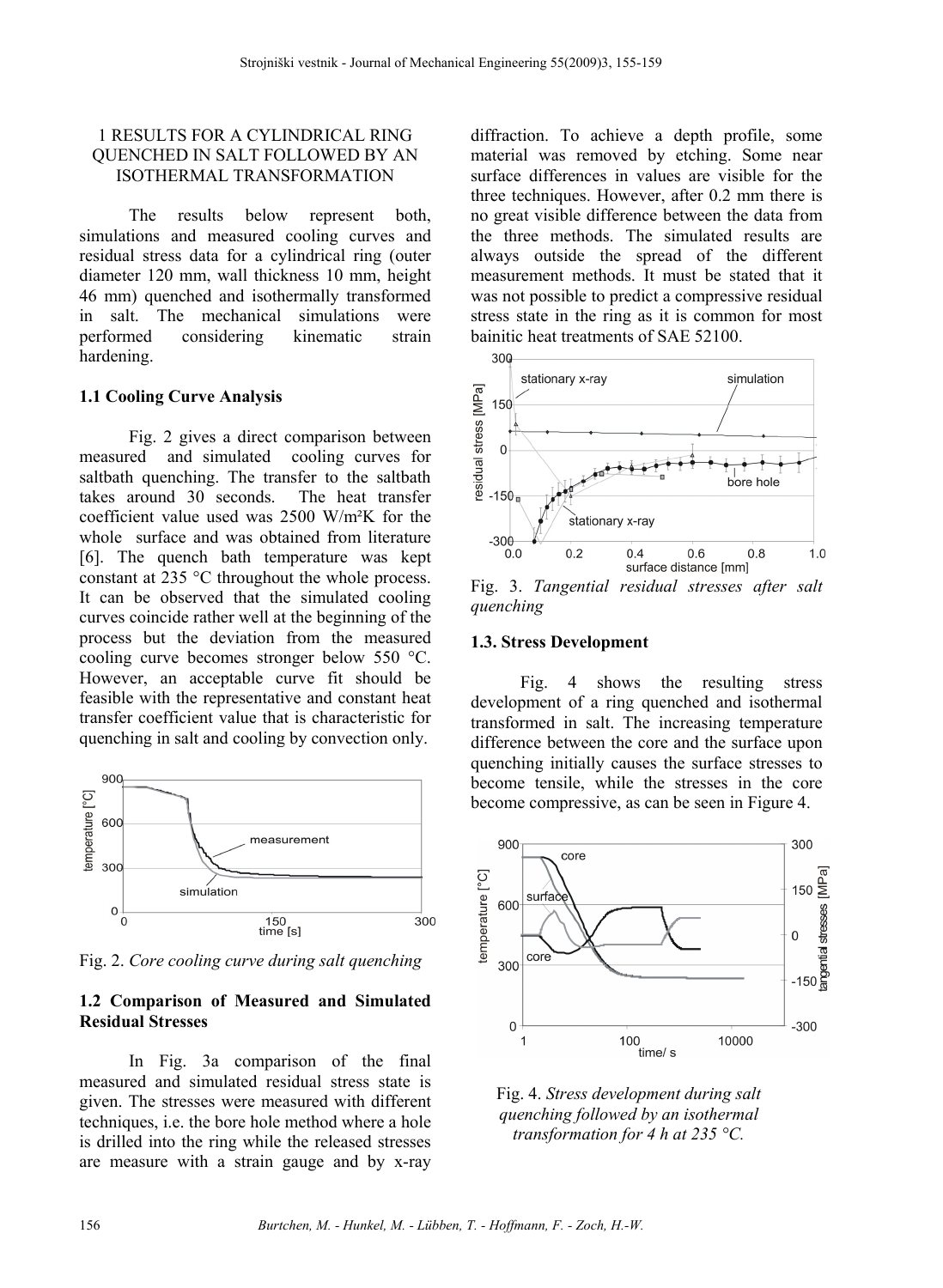## 1 RESULTS FOR A CYLINDRICAL RING QUENCHED IN SALT FOLLOWED BY AN ISOTHERMAL TRANSFORMATION

The results below represent both, simulations and measured cooling curves and residual stress data for a cylindrical ring (outer diameter 120 mm, wall thickness 10 mm, height 46 mm) quenched and isothermally transformed in salt. The mechanical simulations were performed considering kinematic strain hardening.

### 1.1 Cooling Curve Analysis

Fig. 2 gives a direct comparison between measured and simulated cooling curves for saltbath quenching. The transfer to the saltbath takes around 30 seconds. The heat transfer coefficient value used was 2500 W/m²K for the whole surface and was obtained from literature [6]. The quench bath temperature was kept constant at 235 °C throughout the whole process. It can be observed that the simulated cooling curves coincide rather well at the beginning of the process but the deviation from the measured cooling curve becomes stronger below 550 °C. However, an acceptable curve fit should be feasible with the representative and constant heat transfer coefficient value that is characteristic for quenching in salt and cooling by convection only.

Fig. 2. *Core cooling curve during salt quenching*

### 1.2 Comparison of Measured and Simulated Residual Stresses

In Fig. 3a comparison of the final measured and simulated residual stress state is given. The stresses were measured with different techniques, i.e. the bore hole method where a hole is drilled into the ring while the released stresses are measure with a strain gauge and by x-ray diffraction. To achieve a depth profile, some material was removed by etching. Some near surface differences in values are visible for the three techniques. However, after 0.2 mm there is no great visible difference between the data from the three methods. The simulated results are always outside the spread of the different measurement methods. It must be stated that it was not possible to predict a compressive residual stress state in the ring as it is common for most bainitic heat treatments of SAE 52100.

Fig. 3. *Tangential residual stresses after salt quenching*

### 1.3. Stress Development

Fig. 4 shows the resulting stress development of a ring quenched and isothermal transformed in salt. The increasing temperature difference between the core and the surface upon quenching initially causes the surface stresses to become tensile, while the stresses in the core become compressive, as can be seen in Figure 4.

Fig. 4. *Stress development during salt quenching followed by an isothermal transformation for 4 h at 235 °C.*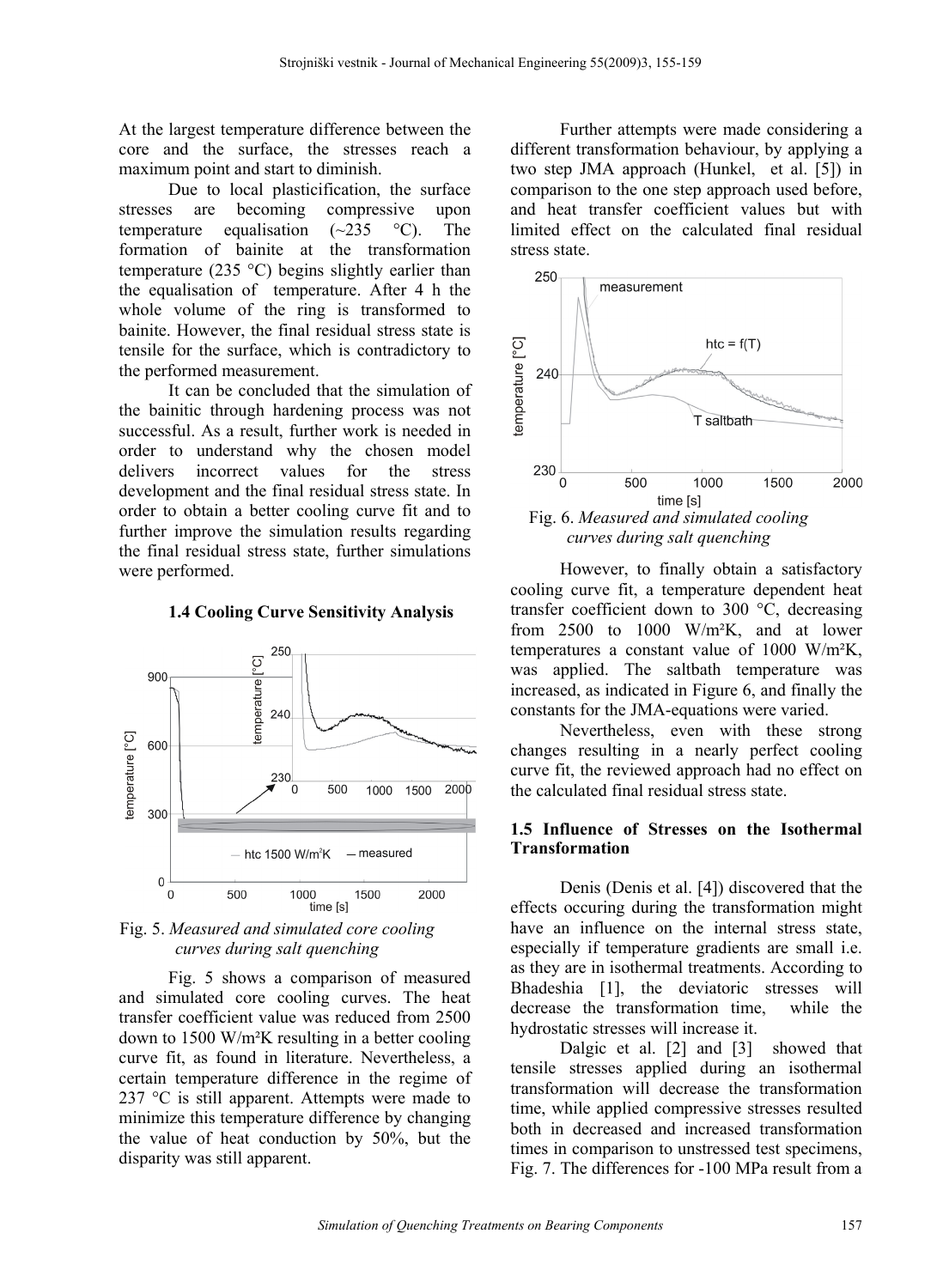At the largest temperature difference between the core and the surface, the stresses reach a maximum point and start to diminish.

Due to local plasticification, the surface stresses are becoming compressive upon temperature equalisation (~235 °C). The formation of bainite at the transformation temperature (235 °C) begins slightly earlier than the equalisation of temperature. After 4 h the whole volume of the ring is transformed to bainite. However, the final residual stress state is tensile for the surface, which is contradictory to the performed measurement.

It can be concluded that the simulation of the bainitic through hardening process was not successful. As a result, further work is needed in order to understand why the chosen model delivers incorrect values for the stress development and the final residual stress state. In order to obtain a better cooling curve fit and to further improve the simulation results regarding the final residual stress state, further simulations were performed.

### 1.4 Cooling Curve Sensitivity Analysis

Fig. 5. *Measured and simulated core cooling curves during salt quenching*

Fig. 5 shows a comparison of measured and simulated core cooling curves. The heat transfer coefficient value was reduced from 2500 down to 1500 W/m²K resulting in a better cooling curve fit, as found in literature. Nevertheless, a certain temperature difference in the regime of 237 °C is still apparent. Attempts were made to minimize this temperature difference by changing the value of heat conduction by 50%, but the disparity was still apparent.

Further attempts were made considering a different transformation behaviour, by applying a two step JMA approach (Hunkel, et al. [5]) in comparison to the one step approach used before, and heat transfer coefficient values but with limited effect on the calculated final residual stress state.

Fig. 6. *Measured and simulated cooling curves during salt quenching*

However, to finally obtain a satisfactory cooling curve fit, a temperature dependent heat transfer coefficient down to 300 °C, decreasing from 2500 to 1000 W/m²K, and at lower temperatures a constant value of 1000 W/m²K, was applied. The saltbath temperature was increased, as indicated in Figure 6, and finally the constants for the JMA-equations were varied.

Nevertheless, even with these strong changes resulting in a nearly perfect cooling curve fit, the reviewed approach had no effect on the calculated final residual stress state.

### 1.5 Influence of Stresses on the Isothermal Transformation

Denis (Denis et al. [4]) discovered that the effects occuring during the transformation might have an influence on the internal stress state, especially if temperature gradients are small i.e. as they are in isothermal treatments. According to Bhadeshia [1], the deviatoric stresses will decrease the transformation time, while the hydrostatic stresses will increase it.

Dalgic et al. [2] and [3] showed that tensile stresses applied during an isothermal transformation will decrease the transformation time, while applied compressive stresses resulted both in decreased and increased transformation times in comparison to unstressed test specimens, Fig. 7. The differences for -100 MPa result from a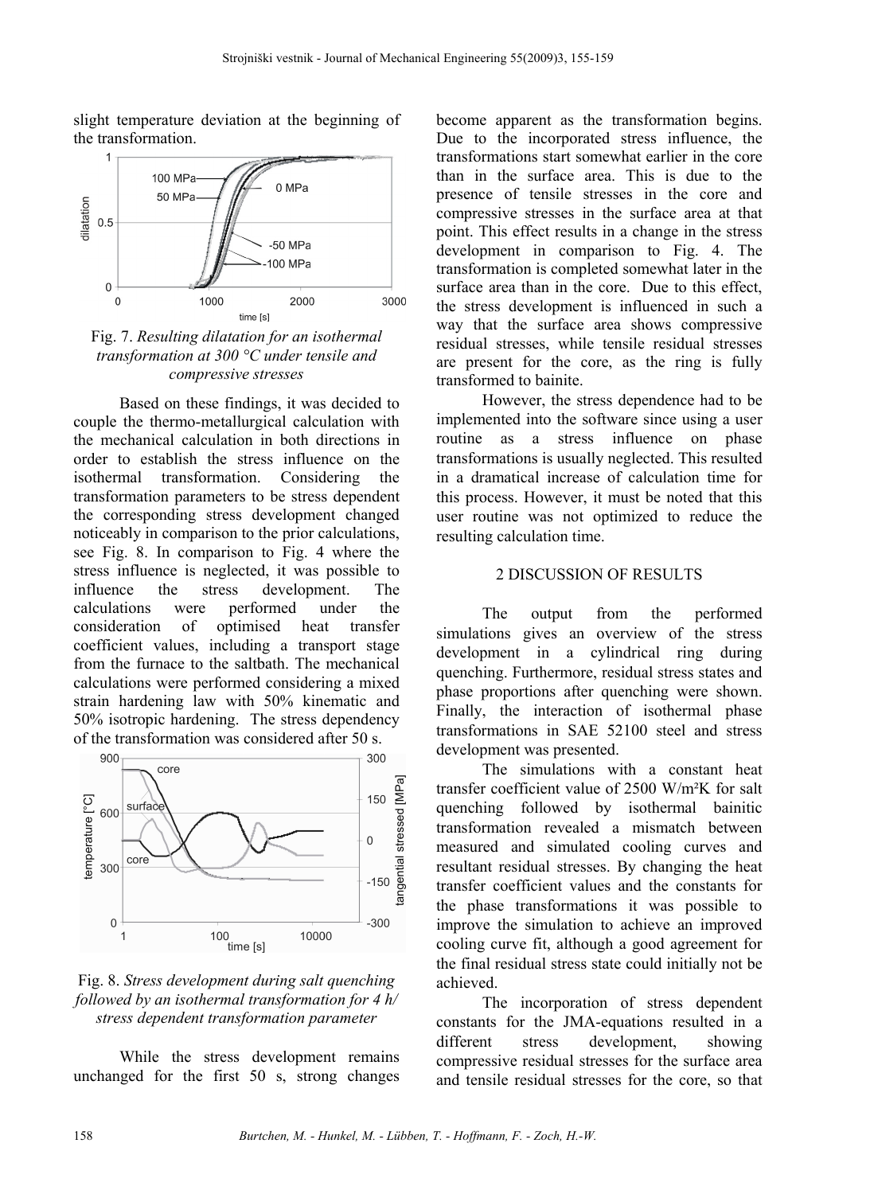slight temperature deviation at the beginning of the transformation.

Fig. 7. *Resulting dilatation for an isothermal transformation at 300 °C under tensile and compressive stresses*

Based on these findings, it was decided to couple the thermo-metallurgical calculation with the mechanical calculation in both directions in order to establish the stress influence on the isothermal transformation. Considering the transformation parameters to be stress dependent the corresponding stress development changed noticeably in comparison to the prior calculations, see Fig. 8. In comparison to Fig. 4 where the stress influence is neglected, it was possible to influence the stress development. The calculations were performed under the consideration of optimised heat transfer coefficient values, including a transport stage from the furnace to the saltbath. The mechanical calculations were performed considering a mixed strain hardening law with 50% kinematic and 50% isotropic hardening. The stress dependency of the transformation was considered after 50 s.

Fig. 8. *Stress development during salt quenching followed by an isothermal transformation for 4 h/ stress dependent transformation parameter*

While the stress development remains unchanged for the first 50 s, strong changes become apparent as the transformation begins. Due to the incorporated stress influence, the transformations start somewhat earlier in the core than in the surface area. This is due to the presence of tensile stresses in the core and compressive stresses in the surface area at that point. This effect results in a change in the stress development in comparison to Fig. 4. The transformation is completed somewhat later in the surface area than in the core. Due to this effect, the stress development is influenced in such a way that the surface area shows compressive residual stresses, while tensile residual stresses are present for the core, as the ring is fully transformed to bainite.

However, the stress dependence had to be implemented into the software since using a user routine as a stress influence on phase transformations is usually neglected. This resulted in a dramatical increase of calculation time for this process. However, it must be noted that this user routine was not optimized to reduce the resulting calculation time.

## 2 DISCUSSION OF RESULTS

The output from the performed simulations gives an overview of the stress development in a cylindrical ring during quenching. Furthermore, residual stress states and phase proportions after quenching were shown. Finally, the interaction of isothermal phase transformations in SAE 52100 steel and stress development was presented.

The simulations with a constant heat transfer coefficient value of 2500 W/m²K for salt quenching followed by isothermal bainitic transformation revealed a mismatch between measured and simulated cooling curves and resultant residual stresses. By changing the heat transfer coefficient values and the constants for the phase transformations it was possible to improve the simulation to achieve an improved cooling curve fit, although a good agreement for the final residual stress state could initially not be achieved.

The incorporation of stress dependent constants for the JMA-equations resulted in a different stress development, showing compressive residual stresses for the surface area and tensile residual stresses for the core, so that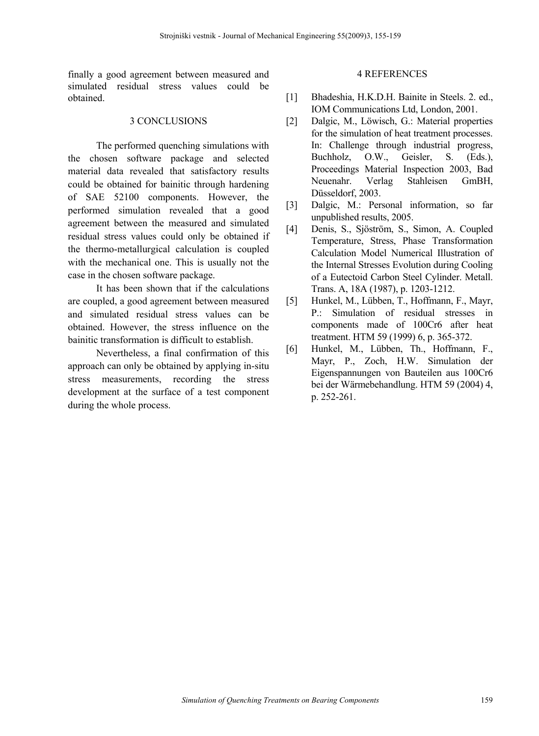finally a good agreement between measured and simulated residual stress values could be obtained.

## 3 CONCLUSIONS

The performed quenching simulations with the chosen software package and selected material data revealed that satisfactory results could be obtained for bainitic through hardening of SAE 52100 components. However, the performed simulation revealed that a good agreement between the measured and simulated residual stress values could only be obtained if the thermo-metallurgical calculation is coupled with the mechanical one. This is usually not the case in the chosen software package.

It has been shown that if the calculations are coupled, a good agreement between measured and simulated residual stress values can be obtained. However, the stress influence on the bainitic transformation is difficult to establish.

Nevertheless, a final confirmation of this approach can only be obtained by applying in-situ stress measurements, recording the stress development at the surface of a test component during the whole process.

## 4 REFERENCES

[1] Bhadeshia, H.K.D.H. Bainite in Steels. 2. ed., IOM Communications Ltd, London, 2001.

[2] Dalgic, M., Löwisch, G.: Material properties for the simulation of heat treatment processes. In: Challenge through industrial progress, Buchholz, O.W., Geisler, S. (Eds.), Proceedings Material Inspection 2003, Bad Neuenahr. Verlag Stahleisen GmBH, Düsseldorf, 2003.

[3] Dalgic, M.: Personal information, so far unpublished results, 2005.

[4] Denis, S., Sjöström, S., Simon, A. Coupled Temperature, Stress, Phase Transformation Calculation Model Numerical Illustration of the Internal Stresses Evolution during Cooling of a Eutectoid Carbon Steel Cylinder. Metall. Trans. A, 18A (1987), p. 1203-1212.

[5] Hunkel, M., Lübben, T., Hoffmann, F., Mayr, P.: Simulation of residual stresses in components made of 100Cr6 after heat treatment. HTM 59 (1999) 6, p. 365-372.

[6] Hunkel, M., Lübben, Th., Hoffmann, F., Mayr, P., Zoch, H.W. Simulation der Eigenspannungen von Bauteilen aus 100Cr6 bei der Wärmebehandlung. HTM 59 (2004) 4, p. 252-261.